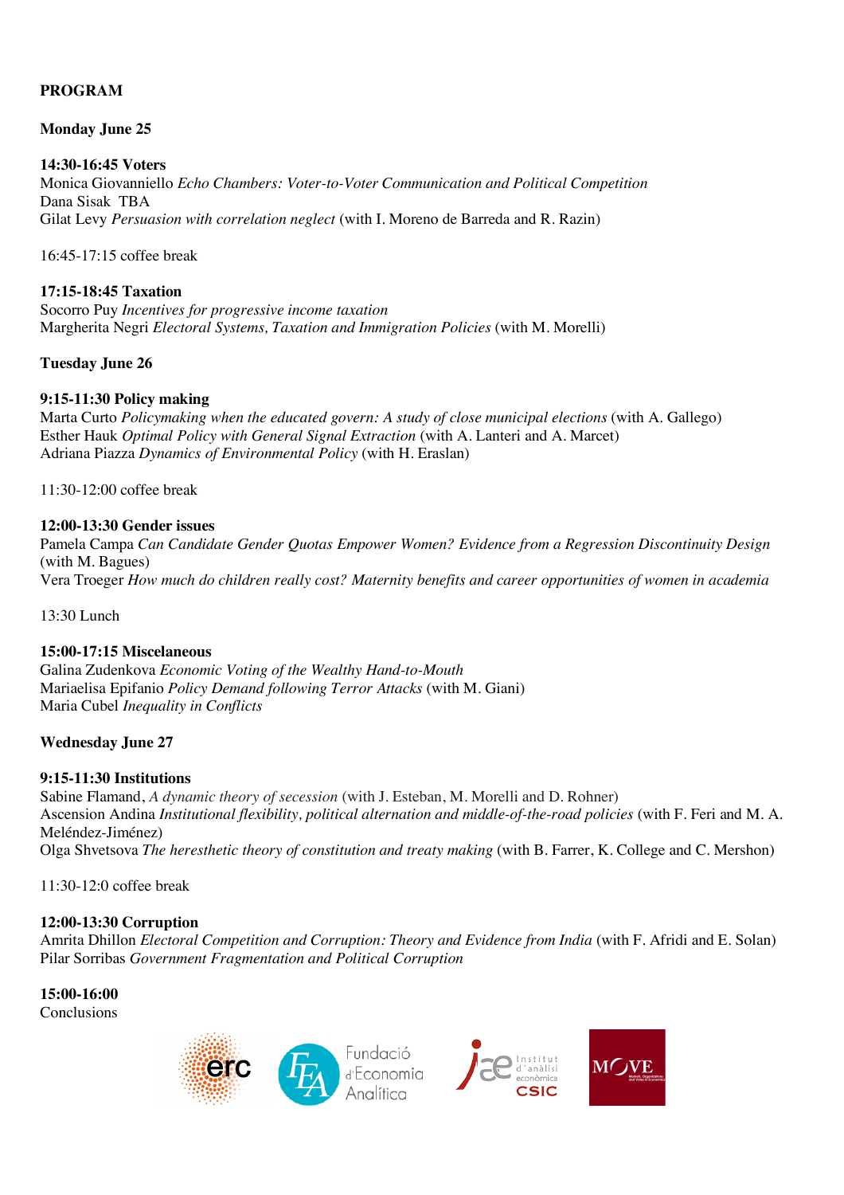**PROGRAM**

**Monday June 25**

**14:30-16:45 Voters**
Monica Giovanniello *Echo Chambers: Voter-to-Voter Communication and Political Competition*
Dana Sisak TBA
Gilat Levy *Persuasion with correlation neglect* (with I. Moreno de Barreda and R. Razin)

16:45-17:15 coffee break

**17:15-18:45 Taxation**
Socorro Puy *Incentives for progressive income taxation*
Margherita Negri *Electoral Systems, Taxation and Immigration Policies* (with M. Morelli)

**Tuesday June 26**

**9:15-11:30 Policy making**
Marta Curto *Policymaking when the educated govern: A study of close municipal elections* (with A. Gallego)
Esther Hauk *Optimal Policy with General Signal Extraction* (with A. Lanteri and A. Marcet)
Adriana Piazza *Dynamics of Environmental Policy* (with H. Eraslan)

11:30-12:00 coffee break

**12:00-13:30 Gender issues**
Pamela Campa *Can Candidate Gender Quotas Empower Women? Evidence from a Regression Discontinuity Design* (with M. Bagues)
Vera Troeger *How much do children really cost? Maternity benefits and career opportunities of women in academia*

13:30 Lunch

**15:00-17:15 Miscelaneous**
Galina Zudenkova *Economic Voting of the Wealthy Hand-to-Mouth*
Mariaelisa Epifanio *Policy Demand following Terror Attacks* (with M. Giani)
Maria Cubel *Inequality in Conflicts*

**Wednesday June 27**

**9:15-11:30 Institutions**
Sabine Flamand, *A dynamic theory of secession* (with J. Esteban, M. Morelli and D. Rohner)
Ascension Andina *Institutional flexibility, political alternation and middle-of-the-road policies* (with F. Feri and M. A. Meléndez-Jiménez)
Olga Shvetsova *The heresthetic theory of constitution and treaty making* (with B. Farrer, K. College and C. Mershon)

11:30-12:0 coffee break

**12:00-13:30 Corruption**
Amrita Dhillon *Electoral Competition and Corruption: Theory and Evidence from India* (with F. Afridi and E. Solan)
Pilar Sorribas *Government Fragmentation and Political Corruption*

**15:00-16:00**
Conclusions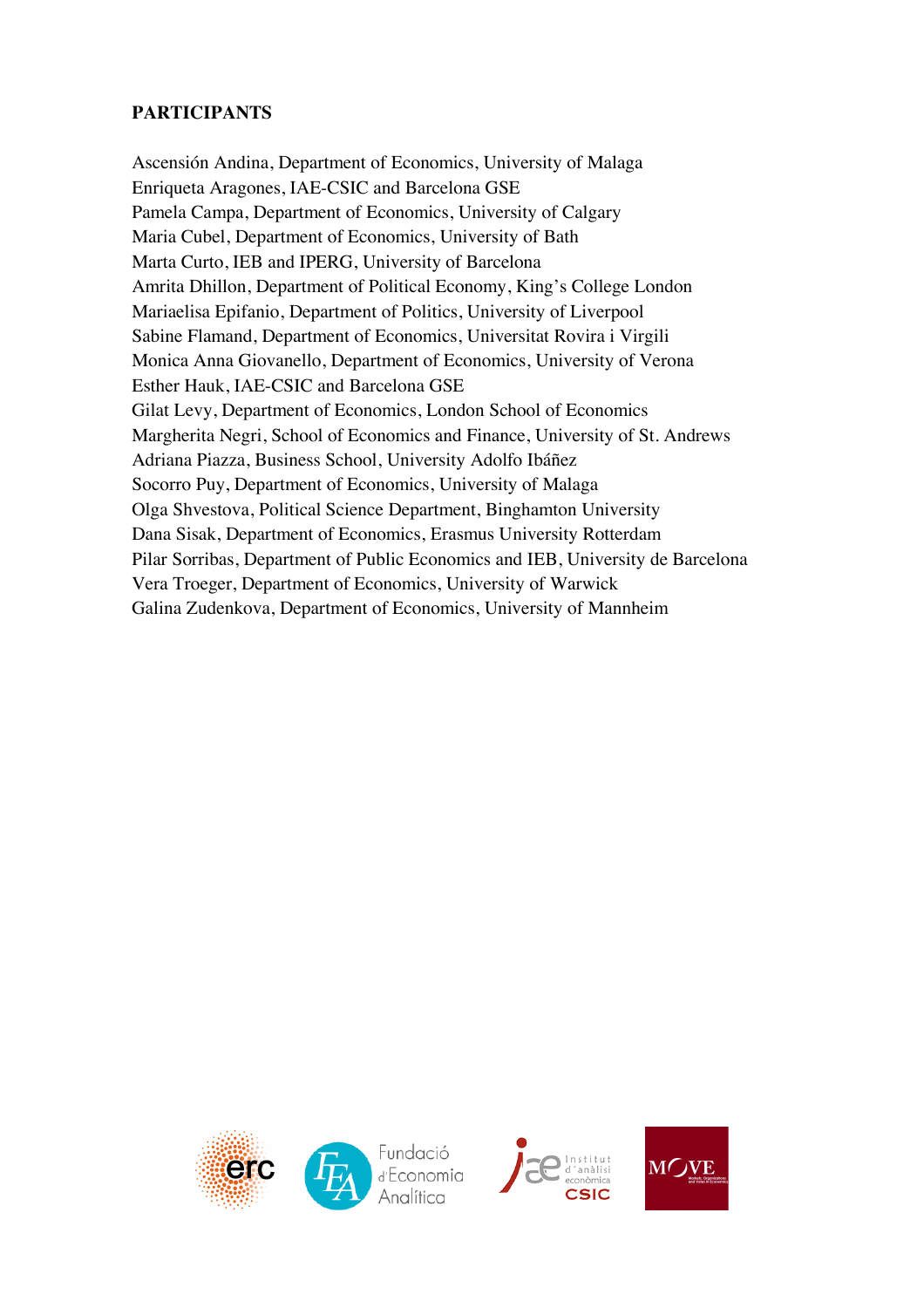**PARTICIPANTS**

Ascensión Andina, Department of Economics, University of Malaga
Enriqueta Aragones, IAE-CSIC and Barcelona GSE
Pamela Campa, Department of Economics, University of Calgary
Maria Cubel, Department of Economics, University of Bath
Marta Curto, IEB and IPERG, University of Barcelona
Amrita Dhillon, Department of Political Economy, King's College London
Mariaelisa Epifanio, Department of Politics, University of Liverpool
Sabine Flamand, Department of Economics, Universitat Rovira i Virgili
Monica Anna Giovanello, Department of Economics, University of Verona
Esther Hauk, IAE-CSIC and Barcelona GSE
Gilat Levy, Department of Economics, London School of Economics
Margherita Negri, School of Economics and Finance, University of St. Andrews
Adriana Piazza, Business School, University Adolfo Ibáñez
Socorro Puy, Department of Economics, University of Malaga
Olga Shvestova, Political Science Department, Binghamton University
Dana Sisak, Department of Economics, Erasmus University Rotterdam
Pilar Sorribas, Department of Public Economics and IEB, University de Barcelona
Vera Troeger, Department of Economics, University of Warwick
Galina Zudenkova, Department of Economics, University of Mannheim